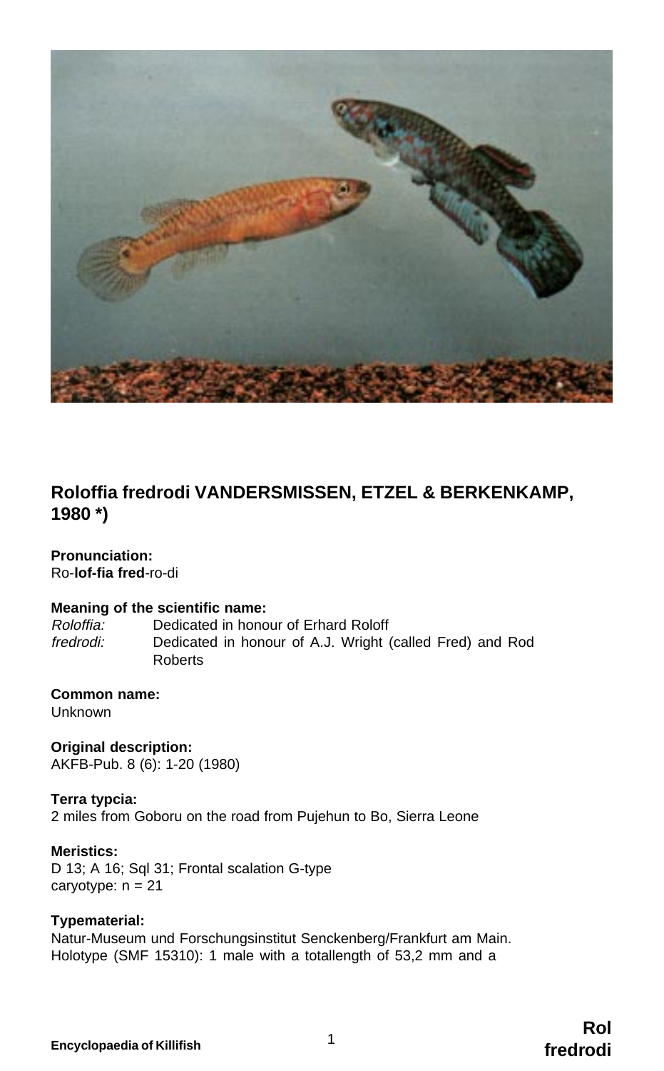## Roloffia fredrodi VANDERSMISSEN, ETZEL & BERKENKAMP, 1980 *)

**Pronunciation:**
Ro-**lof-fia fred**-ro-di

**Meaning of the scientific name:**

*Roloffia:* Dedicated in honour of Erhard Roloff
*fredrodi:* Dedicated in honour of A.J. Wright (called Fred) and Rod Roberts

**Common name:**
Unknown

**Original description:**
AKFB-Pub. 8 (6): 1-20 (1980)

**Terra typcia:**
2 miles from Goboru on the road from Pujehun to Bo, Sierra Leone

**Meristics:**
D 13; A 16; Sql 31; Frontal scalation G-type
caryotype: n = 21

**Typematerial:**
Natur-Museum und Forschungsinstitut Senckenberg/Frankfurt am Main.
Holotype (SMF 15310): 1 male with a totallength of 53,2 mm and a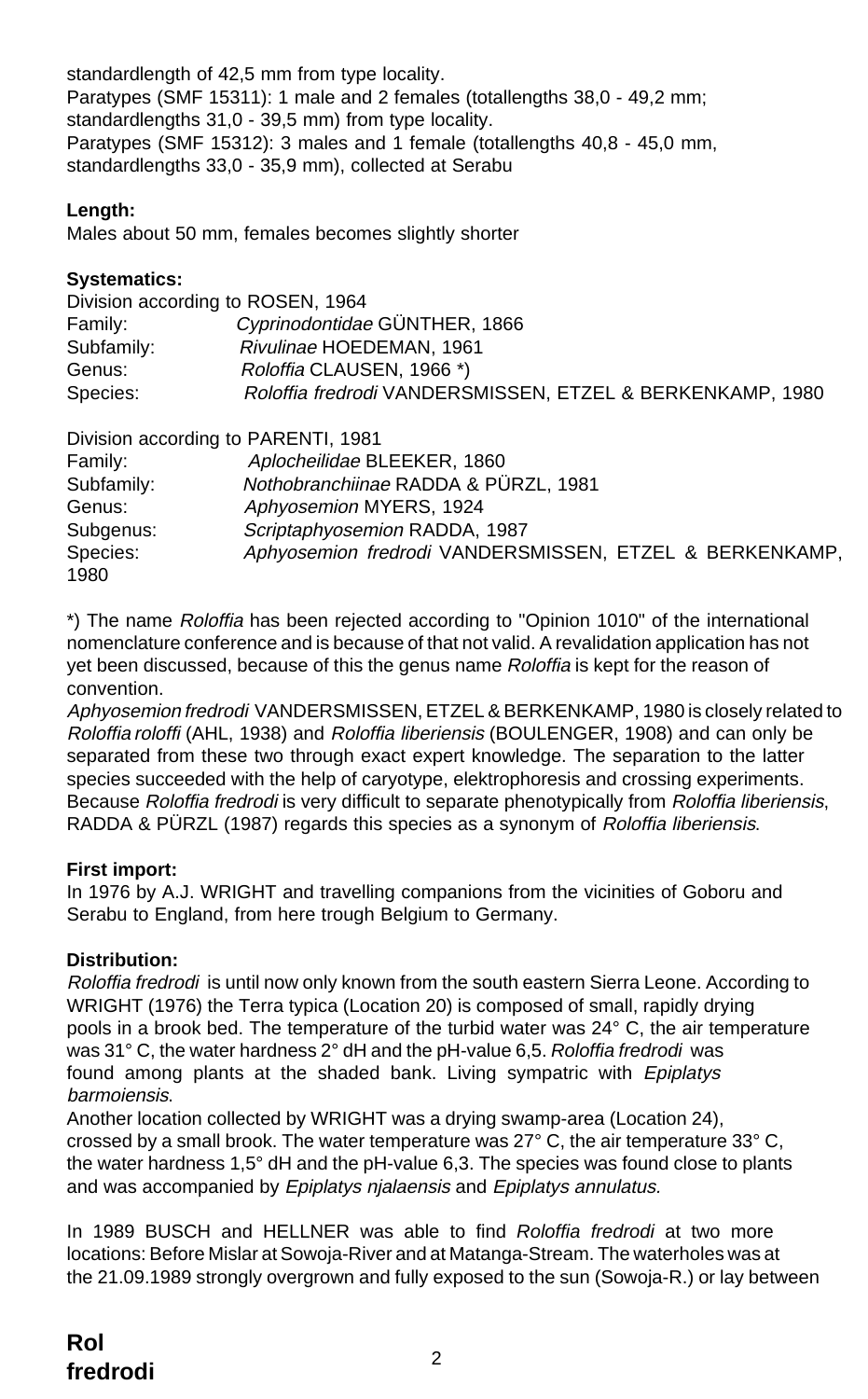standardlength of 42,5 mm from type locality.
Paratypes (SMF 15311): 1 male and 2 females (totallengths 38,0 - 49,2 mm; standardlengths 31,0 - 39,5 mm) from type locality.
Paratypes (SMF 15312): 3 males and 1 female (totallengths 40,8 - 45,0 mm, standardlengths 33,0 - 35,9 mm), collected at Serabu

**Length:**
Males about 50 mm, females becomes slightly shorter

**Systematics:**
Division according to ROSEN, 1964

| | |
|---|---|
| Family: | *Cyprinodontidae* GÜNTHER, 1866 |
| Subfamily: | *Rivulinae* HOEDEMAN, 1961 |
| Genus: | *Roloffia* CLAUSEN, 1966 *) |
| Species: | *Roloffia fredrodi* VANDERSMISSEN, ETZEL & BERKENKAMP, 1980 |

Division according to PARENTI, 1981

| | |
|---|---|
| Family: | *Aplocheilidae* BLEEKER, 1860 |
| Subfamily: | *Nothobranchiinae* RADDA & PÜRZL, 1981 |
| Genus: | *Aphyosemion* MYERS, 1924 |
| Subgenus: | *Scriptaphyosemion* RADDA, 1987 |
| Species: | *Aphyosemion fredrodi* VANDERSMISSEN, ETZEL & BERKENKAMP, 1980 |

*) The name *Roloffia* has been rejected according to "Opinion 1010" of the international nomenclature conference and is because of that not valid. A revalidation application has not yet been discussed, because of this the genus name *Roloffia* is kept for the reason of convention.
*Aphyosemion fredrodi* VANDERSMISSEN, ETZEL & BERKENKAMP, 1980 is closely related to *Roloffia roloffi* (AHL, 1938) and *Roloffia liberiensis* (BOULENGER, 1908) and can only be separated from these two through exact expert knowledge. The separation to the latter species succeeded with the help of caryotype, elektrophoresis and crossing experiments. Because *Roloffia fredrodi* is very difficult to separate phenotypically from *Roloffia liberiensis*, RADDA & PÜRZL (1987) regards this species as a synonym of *Roloffia liberiensis*.

**First import:**
In 1976 by A.J. WRIGHT and travelling companions from the vicinities of Goboru and Serabu to England, from here trough Belgium to Germany.

**Distribution:**
*Roloffia fredrodi* is until now only known from the south eastern Sierra Leone. According to WRIGHT (1976) the Terra typica (Location 20) is composed of small, rapidly drying pools in a brook bed. The temperature of the turbid water was 24° C, the air temperature was 31° C, the water hardness 2° dH and the pH-value 6,5. *Roloffia fredrodi* was found among plants at the shaded bank. Living sympatric with *Epiplatys barmoiensis*.
Another location collected by WRIGHT was a drying swamp-area (Location 24), crossed by a small brook. The water temperature was 27° C, the air temperature 33° C, the water hardness 1,5° dH and the pH-value 6,3. The species was found close to plants and was accompanied by *Epiplatys njalaensis* and *Epiplatys annulatus*.

In 1989 BUSCH and HELLNER was able to find *Roloffia fredrodi* at two more locations: Before Mislar at Sowoja-River and at Matanga-Stream. The waterholes was at the 21.09.1989 strongly overgrown and fully exposed to the sun (Sowoja-R.) or lay between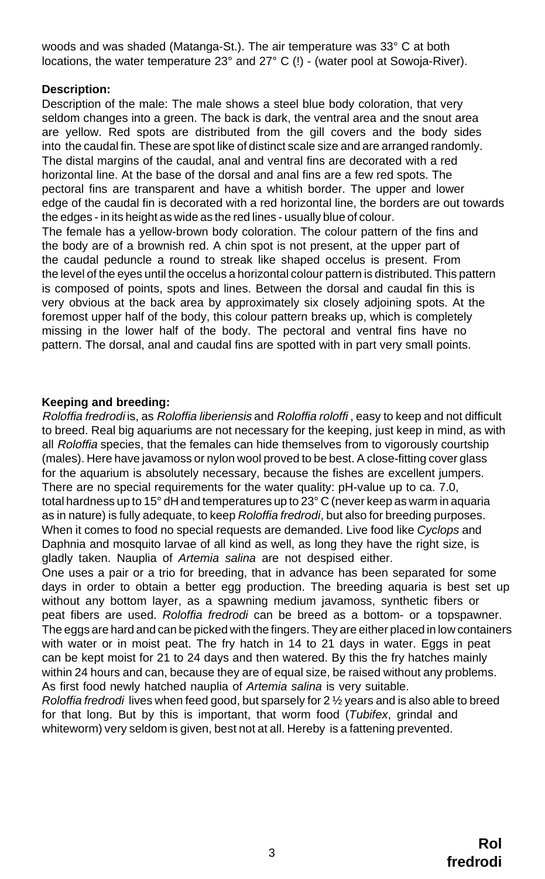woods and was shaded (Matanga-St.). The air temperature was 33° C at both locations, the water temperature 23° and 27° C (!) - (water pool at Sowoja-River).

**Description:**

Description of the male: The male shows a steel blue body coloration, that very seldom changes into a green. The back is dark, the ventral area and the snout area are yellow. Red spots are distributed from the gill covers and the body sides into the caudal fin. These are spot like of distinct scale size and are arranged randomly. The distal margins of the caudal, anal and ventral fins are decorated with a red horizontal line. At the base of the dorsal and anal fins are a few red spots. The pectoral fins are transparent and have a whitish border. The upper and lower edge of the caudal fin is decorated with a red horizontal line, the borders are out towards the edges - in its height as wide as the red lines - usually blue of colour.

The female has a yellow-brown body coloration. The colour pattern of the fins and the body are of a brownish red. A chin spot is not present, at the upper part of the caudal peduncle a round to streak like shaped occelus is present. From the level of the eyes until the occelus a horizontal colour pattern is distributed. This pattern is composed of points, spots and lines. Between the dorsal and caudal fin this is very obvious at the back area by approximately six closely adjoining spots. At the foremost upper half of the body, this colour pattern breaks up, which is completely missing in the lower half of the body. The pectoral and ventral fins have no pattern. The dorsal, anal and caudal fins are spotted with in part very small points.

**Keeping and breeding:**

*Roloffia fredrodi* is, as *Roloffia liberiensis* and *Roloffia roloffi* , easy to keep and not difficult to breed. Real big aquariums are not necessary for the keeping, just keep in mind, as with all *Roloffia* species, that the females can hide themselves from to vigorously courtship (males). Here have javamoss or nylon wool proved to be best. A close-fitting cover glass for the aquarium is absolutely necessary, because the fishes are excellent jumpers. There are no special requirements for the water quality: pH-value up to ca. 7.0, total hardness up to 15° dH and temperatures up to 23° C (never keep as warm in aquaria as in nature) is fully adequate, to keep *Roloffia fredrodi*, but also for breeding purposes. When it comes to food no special requests are demanded. Live food like *Cyclops* and Daphnia and mosquito larvae of all kind as well, as long they have the right size, is gladly taken. Nauplia of *Artemia salina* are not despised either.

One uses a pair or a trio for breeding, that in advance has been separated for some days in order to obtain a better egg production. The breeding aquaria is best set up without any bottom layer, as a spawning medium javamoss, synthetic fibers or peat fibers are used. *Roloffia fredrodi* can be breed as a bottom- or a topspawner. The eggs are hard and can be picked with the fingers. They are either placed in low containers with water or in moist peat. The fry hatch in 14 to 21 days in water. Eggs in peat can be kept moist for 21 to 24 days and then watered. By this the fry hatches mainly within 24 hours and can, because they are of equal size, be raised without any problems. As first food newly hatched nauplia of *Artemia salina* is very suitable.

*Roloffia fredrodi* lives when feed good, but sparsely for 2 ½ years and is also able to breed for that long. But by this is important, that worm food (*Tubifex*, grindal and whiteworm) very seldom is given, best not at all. Hereby is a fattening prevented.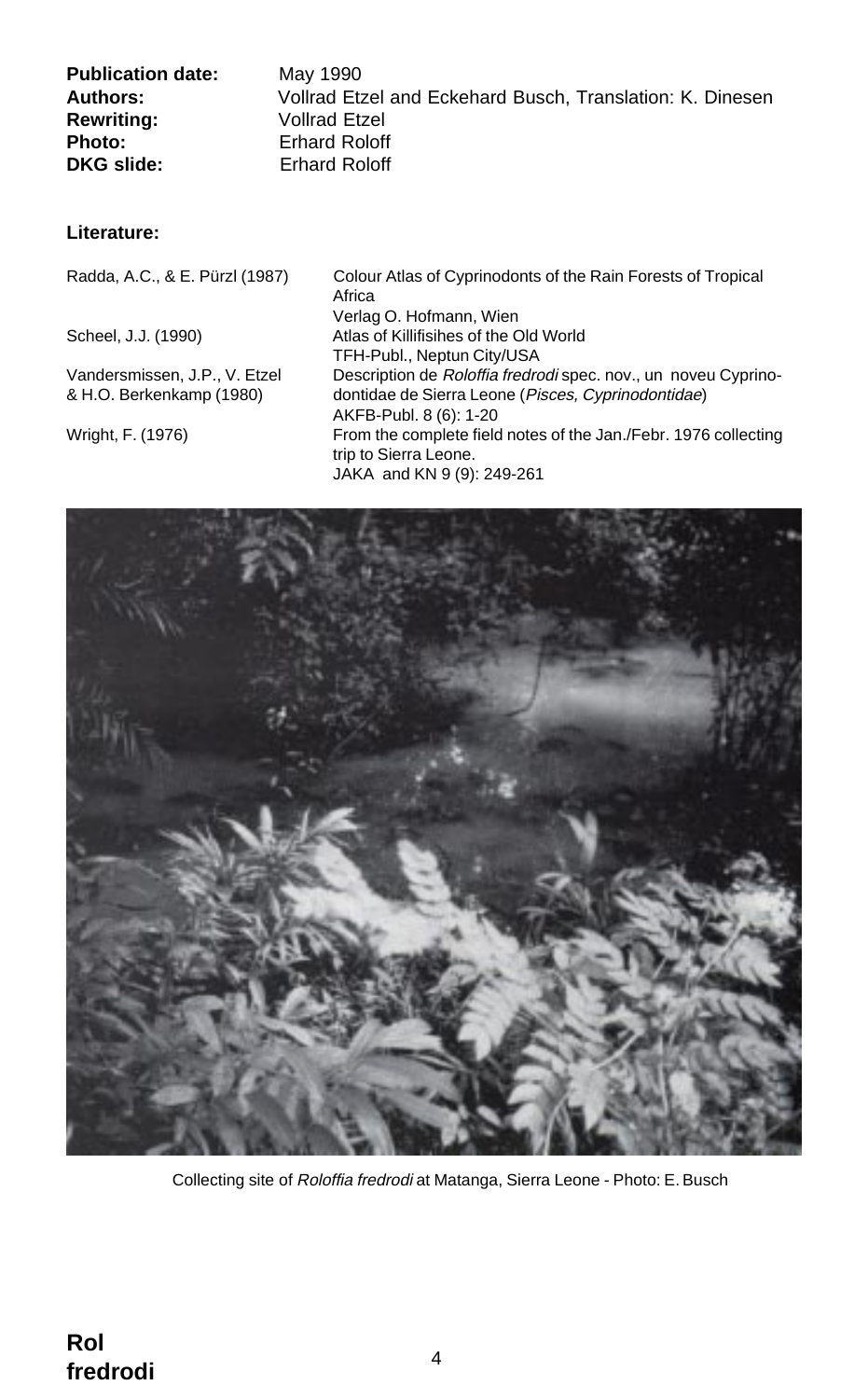**Publication date:** May 1990
**Authors:** Vollrad Etzel and Eckehard Busch, Translation: K. Dinesen
**Rewriting:** Vollrad Etzel
**Photo:** Erhard Roloff
**DKG slide:** Erhard Roloff

**Literature:**

Radda, A.C., & E. Pürzl (1987) Colour Atlas of Cyprinodonts of the Rain Forests of Tropical Africa
Verlag O. Hofmann, Wien

Scheel, J.J. (1990) Atlas of Killifisihes of the Old World
TFH-Publ., Neptun City/USA

Vandersmissen, J.P., V. Etzel & H.O. Berkenkamp (1980) Description de *Roloffia fredrodi* spec. nov., un noveu Cyprinodontidae de Sierra Leone (*Pisces, Cyprinodontidae*)
AKFB-Publ. 8 (6): 1-20

Wright, F. (1976) From the complete field notes of the Jan./Febr. 1976 collecting trip to Sierra Leone.
JAKA and KN 9 (9): 249-261

Collecting site of *Roloffia fredrodi* at Matanga, Sierra Leone - Photo: E. Busch